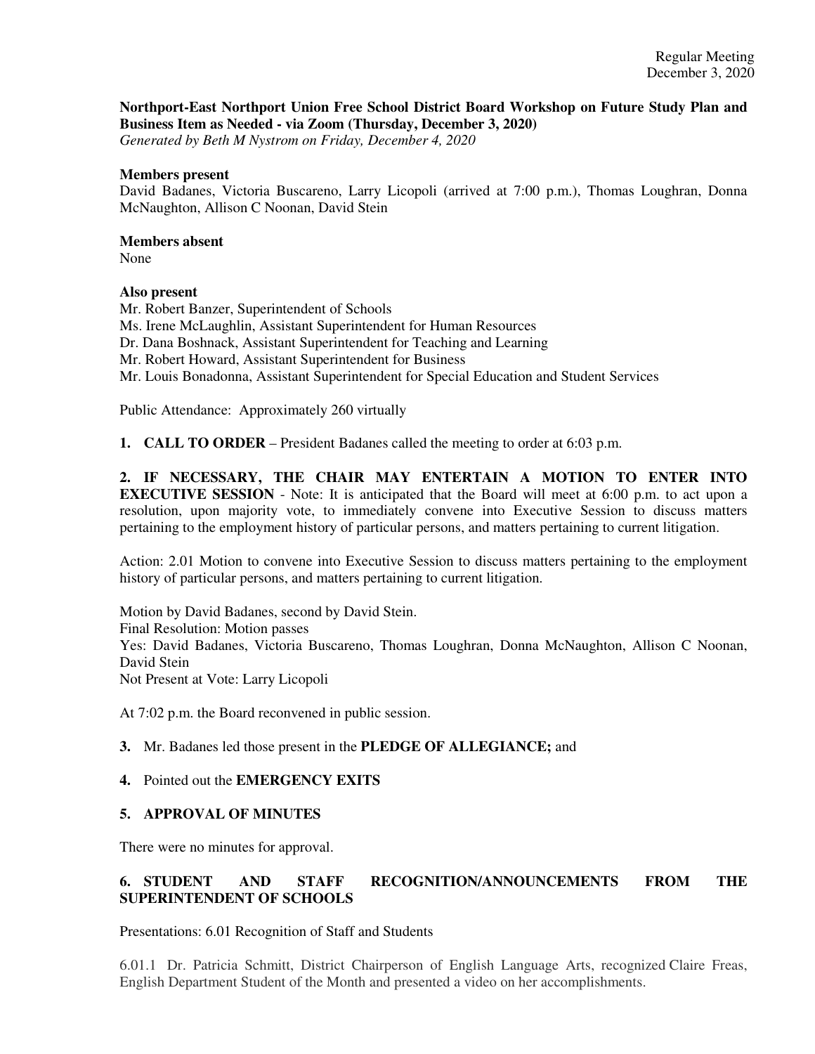Regular Meeting
December 3, 2020

**Northport-East Northport Union Free School District Board Workshop on Future Study Plan and Business Item as Needed - via Zoom (Thursday, December 3, 2020)**
*Generated by Beth M Nystrom on Friday, December 4, 2020*

**Members present**
David Badanes, Victoria Buscareno, Larry Licopoli (arrived at 7:00 p.m.), Thomas Loughran, Donna McNaughton, Allison C Noonan, David Stein

**Members absent**
None

**Also present**
Mr. Robert Banzer, Superintendent of Schools
Ms. Irene McLaughlin, Assistant Superintendent for Human Resources
Dr. Dana Boshnack, Assistant Superintendent for Teaching and Learning
Mr. Robert Howard, Assistant Superintendent for Business
Mr. Louis Bonadonna, Assistant Superintendent for Special Education and Student Services

Public Attendance: Approximately 260 virtually

**1. CALL TO ORDER** – President Badanes called the meeting to order at 6:03 p.m.

**2. IF NECESSARY, THE CHAIR MAY ENTERTAIN A MOTION TO ENTER INTO EXECUTIVE SESSION** - Note: It is anticipated that the Board will meet at 6:00 p.m. to act upon a resolution, upon majority vote, to immediately convene into Executive Session to discuss matters pertaining to the employment history of particular persons, and matters pertaining to current litigation.

Action: 2.01 Motion to convene into Executive Session to discuss matters pertaining to the employment history of particular persons, and matters pertaining to current litigation.

Motion by David Badanes, second by David Stein.
Final Resolution: Motion passes
Yes: David Badanes, Victoria Buscareno, Thomas Loughran, Donna McNaughton, Allison C Noonan, David Stein
Not Present at Vote: Larry Licopoli

At 7:02 p.m. the Board reconvened in public session.

**3.** Mr. Badanes led those present in the **PLEDGE OF ALLEGIANCE;** and

**4.** Pointed out the **EMERGENCY EXITS**

**5. APPROVAL OF MINUTES**

There were no minutes for approval.

**6. STUDENT AND STAFF RECOGNITION/ANNOUNCEMENTS FROM THE SUPERINTENDENT OF SCHOOLS**

Presentations: 6.01 Recognition of Staff and Students

6.01.1 Dr. Patricia Schmitt, District Chairperson of English Language Arts, recognized Claire Freas, English Department Student of the Month and presented a video on her accomplishments.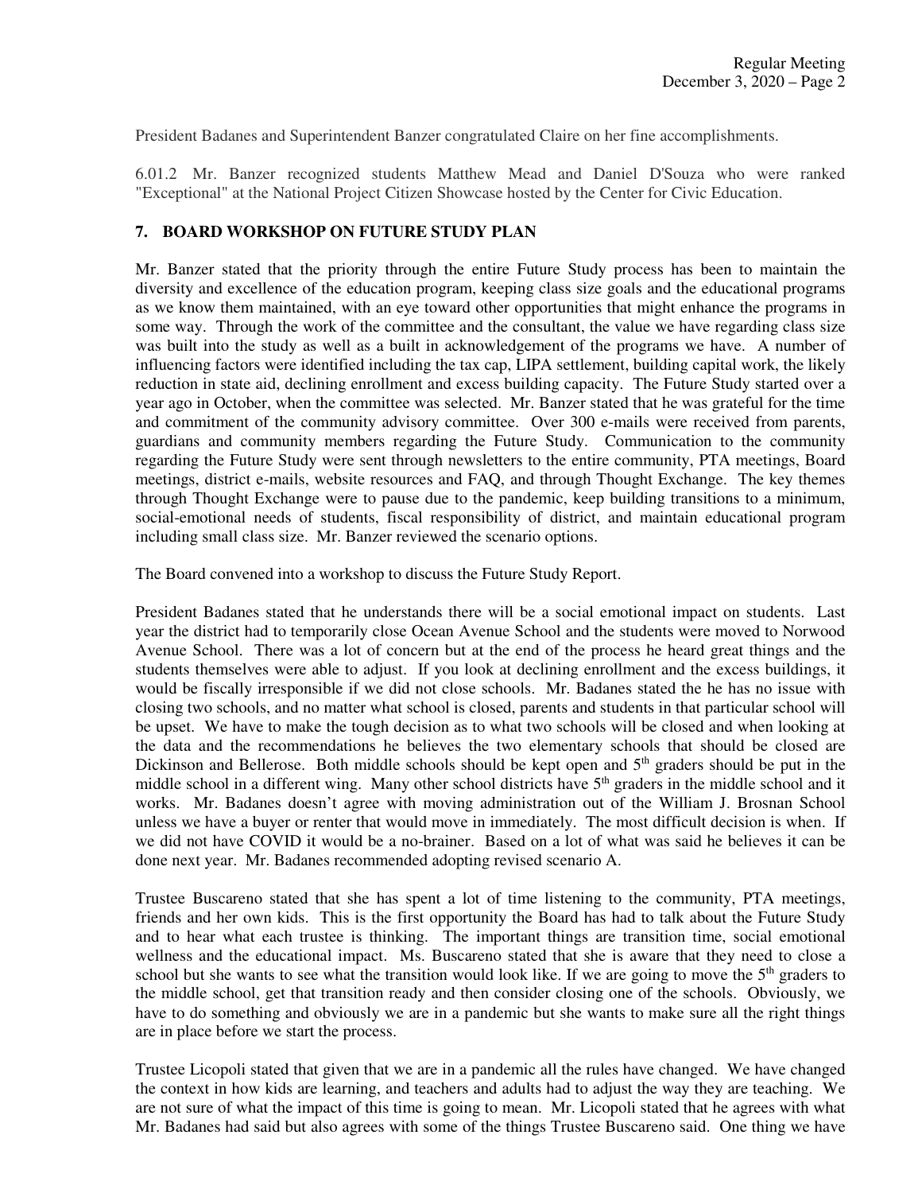President Badanes and Superintendent Banzer congratulated Claire on her fine accomplishments.

6.01.2 Mr. Banzer recognized students Matthew Mead and Daniel D'Souza who were ranked "Exceptional" at the National Project Citizen Showcase hosted by the Center for Civic Education.

## 7. BOARD WORKSHOP ON FUTURE STUDY PLAN

Mr. Banzer stated that the priority through the entire Future Study process has been to maintain the diversity and excellence of the education program, keeping class size goals and the educational programs as we know them maintained, with an eye toward other opportunities that might enhance the programs in some way. Through the work of the committee and the consultant, the value we have regarding class size was built into the study as well as a built in acknowledgement of the programs we have. A number of influencing factors were identified including the tax cap, LIPA settlement, building capital work, the likely reduction in state aid, declining enrollment and excess building capacity. The Future Study started over a year ago in October, when the committee was selected. Mr. Banzer stated that he was grateful for the time and commitment of the community advisory committee. Over 300 e-mails were received from parents, guardians and community members regarding the Future Study. Communication to the community regarding the Future Study were sent through newsletters to the entire community, PTA meetings, Board meetings, district e-mails, website resources and FAQ, and through Thought Exchange. The key themes through Thought Exchange were to pause due to the pandemic, keep building transitions to a minimum, social-emotional needs of students, fiscal responsibility of district, and maintain educational program including small class size. Mr. Banzer reviewed the scenario options.

The Board convened into a workshop to discuss the Future Study Report.

President Badanes stated that he understands there will be a social emotional impact on students. Last year the district had to temporarily close Ocean Avenue School and the students were moved to Norwood Avenue School. There was a lot of concern but at the end of the process he heard great things and the students themselves were able to adjust. If you look at declining enrollment and the excess buildings, it would be fiscally irresponsible if we did not close schools. Mr. Badanes stated the he has no issue with closing two schools, and no matter what school is closed, parents and students in that particular school will be upset. We have to make the tough decision as to what two schools will be closed and when looking at the data and the recommendations he believes the two elementary schools that should be closed are Dickinson and Bellerose. Both middle schools should be kept open and 5th graders should be put in the middle school in a different wing. Many other school districts have 5th graders in the middle school and it works. Mr. Badanes doesn't agree with moving administration out of the William J. Brosnan School unless we have a buyer or renter that would move in immediately. The most difficult decision is when. If we did not have COVID it would be a no-brainer. Based on a lot of what was said he believes it can be done next year. Mr. Badanes recommended adopting revised scenario A.

Trustee Buscareno stated that she has spent a lot of time listening to the community, PTA meetings, friends and her own kids. This is the first opportunity the Board has had to talk about the Future Study and to hear what each trustee is thinking. The important things are transition time, social emotional wellness and the educational impact. Ms. Buscareno stated that she is aware that they need to close a school but she wants to see what the transition would look like. If we are going to move the 5th graders to the middle school, get that transition ready and then consider closing one of the schools. Obviously, we have to do something and obviously we are in a pandemic but she wants to make sure all the right things are in place before we start the process.

Trustee Licopoli stated that given that we are in a pandemic all the rules have changed. We have changed the context in how kids are learning, and teachers and adults had to adjust the way they are teaching. We are not sure of what the impact of this time is going to mean. Mr. Licopoli stated that he agrees with what Mr. Badanes had said but also agrees with some of the things Trustee Buscareno said. One thing we have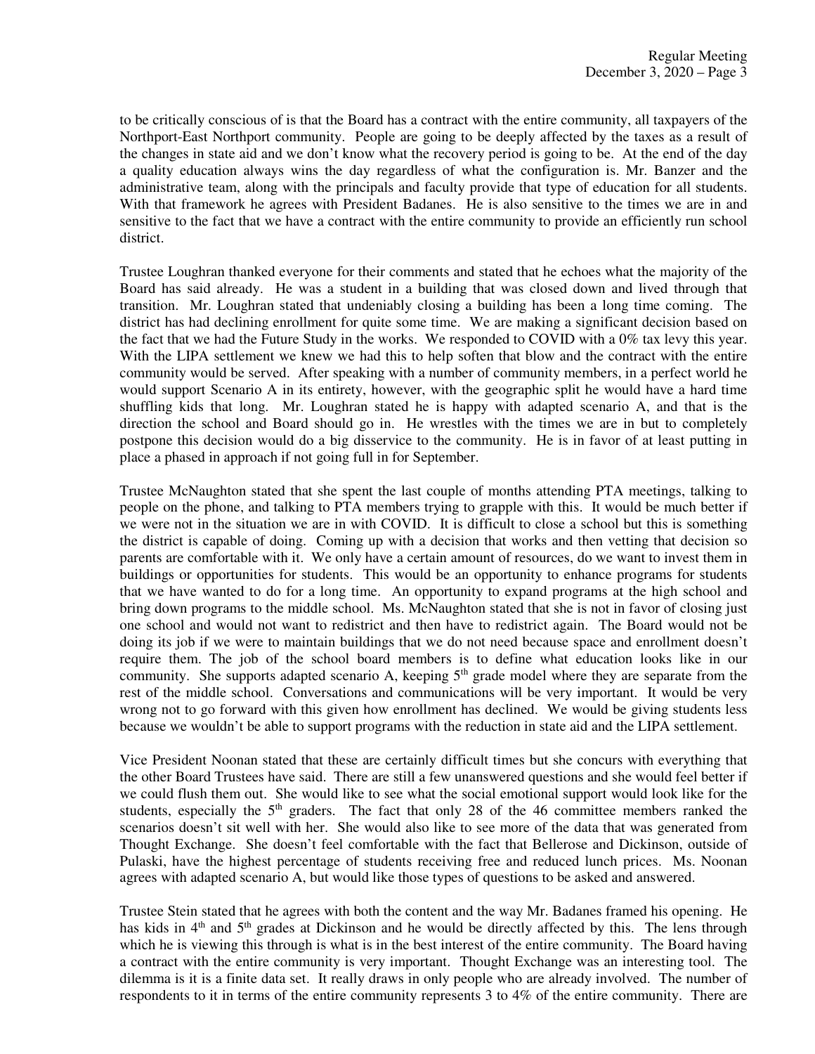to be critically conscious of is that the Board has a contract with the entire community, all taxpayers of the Northport-East Northport community. People are going to be deeply affected by the taxes as a result of the changes in state aid and we don't know what the recovery period is going to be. At the end of the day a quality education always wins the day regardless of what the configuration is. Mr. Banzer and the administrative team, along with the principals and faculty provide that type of education for all students. With that framework he agrees with President Badanes. He is also sensitive to the times we are in and sensitive to the fact that we have a contract with the entire community to provide an efficiently run school district.

Trustee Loughran thanked everyone for their comments and stated that he echoes what the majority of the Board has said already. He was a student in a building that was closed down and lived through that transition. Mr. Loughran stated that undeniably closing a building has been a long time coming. The district has had declining enrollment for quite some time. We are making a significant decision based on the fact that we had the Future Study in the works. We responded to COVID with a 0% tax levy this year. With the LIPA settlement we knew we had this to help soften that blow and the contract with the entire community would be served. After speaking with a number of community members, in a perfect world he would support Scenario A in its entirety, however, with the geographic split he would have a hard time shuffling kids that long. Mr. Loughran stated he is happy with adapted scenario A, and that is the direction the school and Board should go in. He wrestles with the times we are in but to completely postpone this decision would do a big disservice to the community. He is in favor of at least putting in place a phased in approach if not going full in for September.

Trustee McNaughton stated that she spent the last couple of months attending PTA meetings, talking to people on the phone, and talking to PTA members trying to grapple with this. It would be much better if we were not in the situation we are in with COVID. It is difficult to close a school but this is something the district is capable of doing. Coming up with a decision that works and then vetting that decision so parents are comfortable with it. We only have a certain amount of resources, do we want to invest them in buildings or opportunities for students. This would be an opportunity to enhance programs for students that we have wanted to do for a long time. An opportunity to expand programs at the high school and bring down programs to the middle school. Ms. McNaughton stated that she is not in favor of closing just one school and would not want to redistrict and then have to redistrict again. The Board would not be doing its job if we were to maintain buildings that we do not need because space and enrollment doesn't require them. The job of the school board members is to define what education looks like in our community. She supports adapted scenario A, keeping 5th grade model where they are separate from the rest of the middle school. Conversations and communications will be very important. It would be very wrong not to go forward with this given how enrollment has declined. We would be giving students less because we wouldn't be able to support programs with the reduction in state aid and the LIPA settlement.

Vice President Noonan stated that these are certainly difficult times but she concurs with everything that the other Board Trustees have said. There are still a few unanswered questions and she would feel better if we could flush them out. She would like to see what the social emotional support would look like for the students, especially the 5th graders. The fact that only 28 of the 46 committee members ranked the scenarios doesn't sit well with her. She would also like to see more of the data that was generated from Thought Exchange. She doesn't feel comfortable with the fact that Bellerose and Dickinson, outside of Pulaski, have the highest percentage of students receiving free and reduced lunch prices. Ms. Noonan agrees with adapted scenario A, but would like those types of questions to be asked and answered.

Trustee Stein stated that he agrees with both the content and the way Mr. Badanes framed his opening. He has kids in 4th and 5th grades at Dickinson and he would be directly affected by this. The lens through which he is viewing this through is what is in the best interest of the entire community. The Board having a contract with the entire community is very important. Thought Exchange was an interesting tool. The dilemma is it is a finite data set. It really draws in only people who are already involved. The number of respondents to it in terms of the entire community represents 3 to 4% of the entire community. There are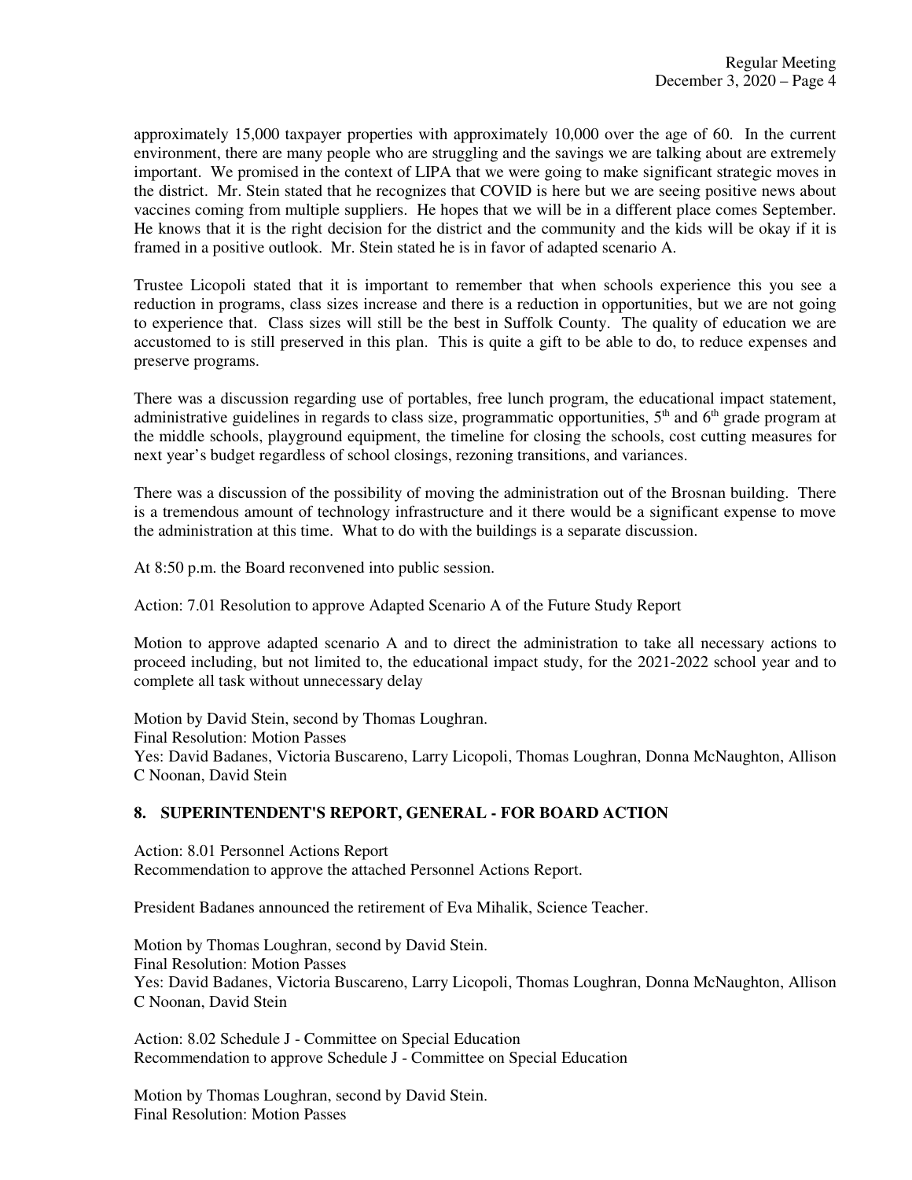approximately 15,000 taxpayer properties with approximately 10,000 over the age of 60. In the current environment, there are many people who are struggling and the savings we are talking about are extremely important. We promised in the context of LIPA that we were going to make significant strategic moves in the district. Mr. Stein stated that he recognizes that COVID is here but we are seeing positive news about vaccines coming from multiple suppliers. He hopes that we will be in a different place comes September. He knows that it is the right decision for the district and the community and the kids will be okay if it is framed in a positive outlook. Mr. Stein stated he is in favor of adapted scenario A.

Trustee Licopoli stated that it is important to remember that when schools experience this you see a reduction in programs, class sizes increase and there is a reduction in opportunities, but we are not going to experience that. Class sizes will still be the best in Suffolk County. The quality of education we are accustomed to is still preserved in this plan. This is quite a gift to be able to do, to reduce expenses and preserve programs.

There was a discussion regarding use of portables, free lunch program, the educational impact statement, administrative guidelines in regards to class size, programmatic opportunities, 5th and 6th grade program at the middle schools, playground equipment, the timeline for closing the schools, cost cutting measures for next year's budget regardless of school closings, rezoning transitions, and variances.

There was a discussion of the possibility of moving the administration out of the Brosnan building. There is a tremendous amount of technology infrastructure and it there would be a significant expense to move the administration at this time. What to do with the buildings is a separate discussion.

At 8:50 p.m. the Board reconvened into public session.

Action: 7.01 Resolution to approve Adapted Scenario A of the Future Study Report

Motion to approve adapted scenario A and to direct the administration to take all necessary actions to proceed including, but not limited to, the educational impact study, for the 2021-2022 school year and to complete all task without unnecessary delay

Motion by David Stein, second by Thomas Loughran.
Final Resolution: Motion Passes
Yes: David Badanes, Victoria Buscareno, Larry Licopoli, Thomas Loughran, Donna McNaughton, Allison C Noonan, David Stein

## 8. SUPERINTENDENT'S REPORT, GENERAL - FOR BOARD ACTION

Action: 8.01 Personnel Actions Report
Recommendation to approve the attached Personnel Actions Report.

President Badanes announced the retirement of Eva Mihalik, Science Teacher.

Motion by Thomas Loughran, second by David Stein.
Final Resolution: Motion Passes
Yes: David Badanes, Victoria Buscareno, Larry Licopoli, Thomas Loughran, Donna McNaughton, Allison C Noonan, David Stein

Action: 8.02 Schedule J - Committee on Special Education
Recommendation to approve Schedule J - Committee on Special Education

Motion by Thomas Loughran, second by David Stein.
Final Resolution: Motion Passes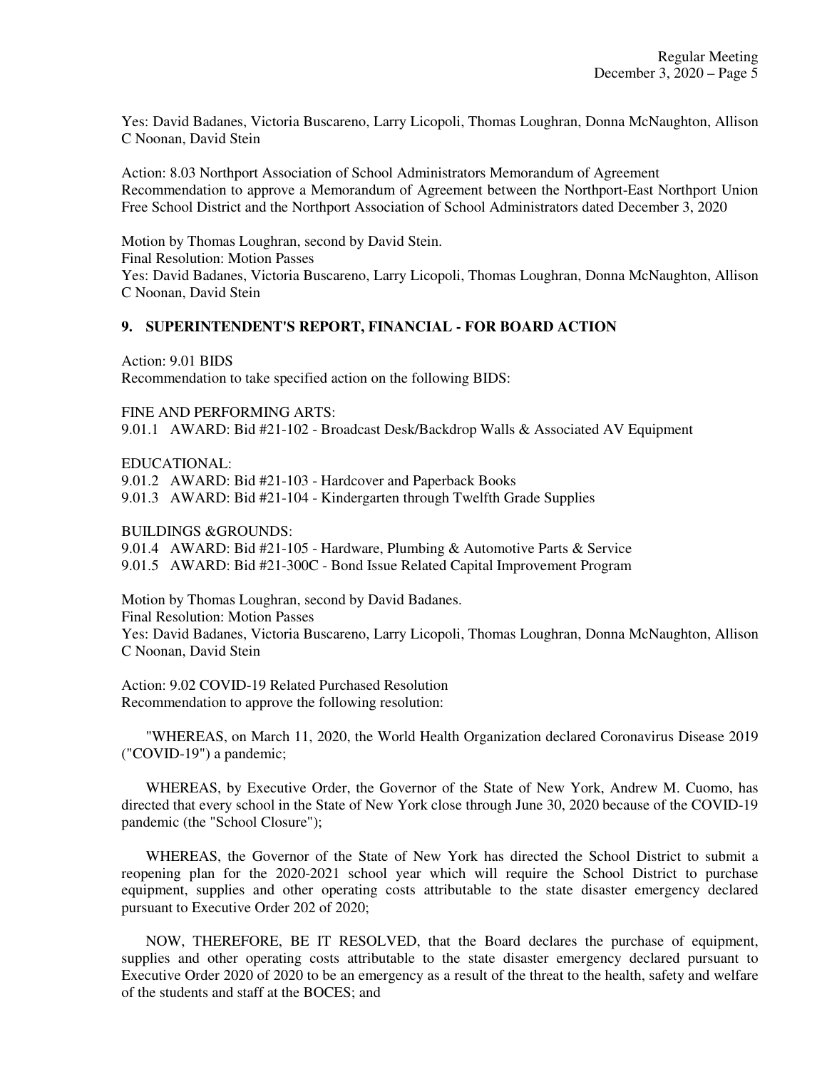Yes: David Badanes, Victoria Buscareno, Larry Licopoli, Thomas Loughran, Donna McNaughton, Allison C Noonan, David Stein

Action: 8.03 Northport Association of School Administrators Memorandum of Agreement
Recommendation to approve a Memorandum of Agreement between the Northport-East Northport Union Free School District and the Northport Association of School Administrators dated December 3, 2020

Motion by Thomas Loughran, second by David Stein.
Final Resolution: Motion Passes
Yes: David Badanes, Victoria Buscareno, Larry Licopoli, Thomas Loughran, Donna McNaughton, Allison C Noonan, David Stein

## 9. SUPERINTENDENT'S REPORT, FINANCIAL - FOR BOARD ACTION

Action: 9.01 BIDS
Recommendation to take specified action on the following BIDS:

FINE AND PERFORMING ARTS:
9.01.1 AWARD: Bid #21-102 - Broadcast Desk/Backdrop Walls & Associated AV Equipment

EDUCATIONAL:
9.01.2 AWARD: Bid #21-103 - Hardcover and Paperback Books
9.01.3 AWARD: Bid #21-104 - Kindergarten through Twelfth Grade Supplies

BUILDINGS &GROUNDS:
9.01.4 AWARD: Bid #21-105 - Hardware, Plumbing & Automotive Parts & Service
9.01.5 AWARD: Bid #21-300C - Bond Issue Related Capital Improvement Program

Motion by Thomas Loughran, second by David Badanes.
Final Resolution: Motion Passes
Yes: David Badanes, Victoria Buscareno, Larry Licopoli, Thomas Loughran, Donna McNaughton, Allison C Noonan, David Stein

Action: 9.02 COVID-19 Related Purchased Resolution
Recommendation to approve the following resolution:

"WHEREAS, on March 11, 2020, the World Health Organization declared Coronavirus Disease 2019 ("COVID-19") a pandemic;

WHEREAS, by Executive Order, the Governor of the State of New York, Andrew M. Cuomo, has directed that every school in the State of New York close through June 30, 2020 because of the COVID-19 pandemic (the "School Closure");

WHEREAS, the Governor of the State of New York has directed the School District to submit a reopening plan for the 2020-2021 school year which will require the School District to purchase equipment, supplies and other operating costs attributable to the state disaster emergency declared pursuant to Executive Order 202 of 2020;

NOW, THEREFORE, BE IT RESOLVED, that the Board declares the purchase of equipment, supplies and other operating costs attributable to the state disaster emergency declared pursuant to Executive Order 2020 of 2020 to be an emergency as a result of the threat to the health, safety and welfare of the students and staff at the BOCES; and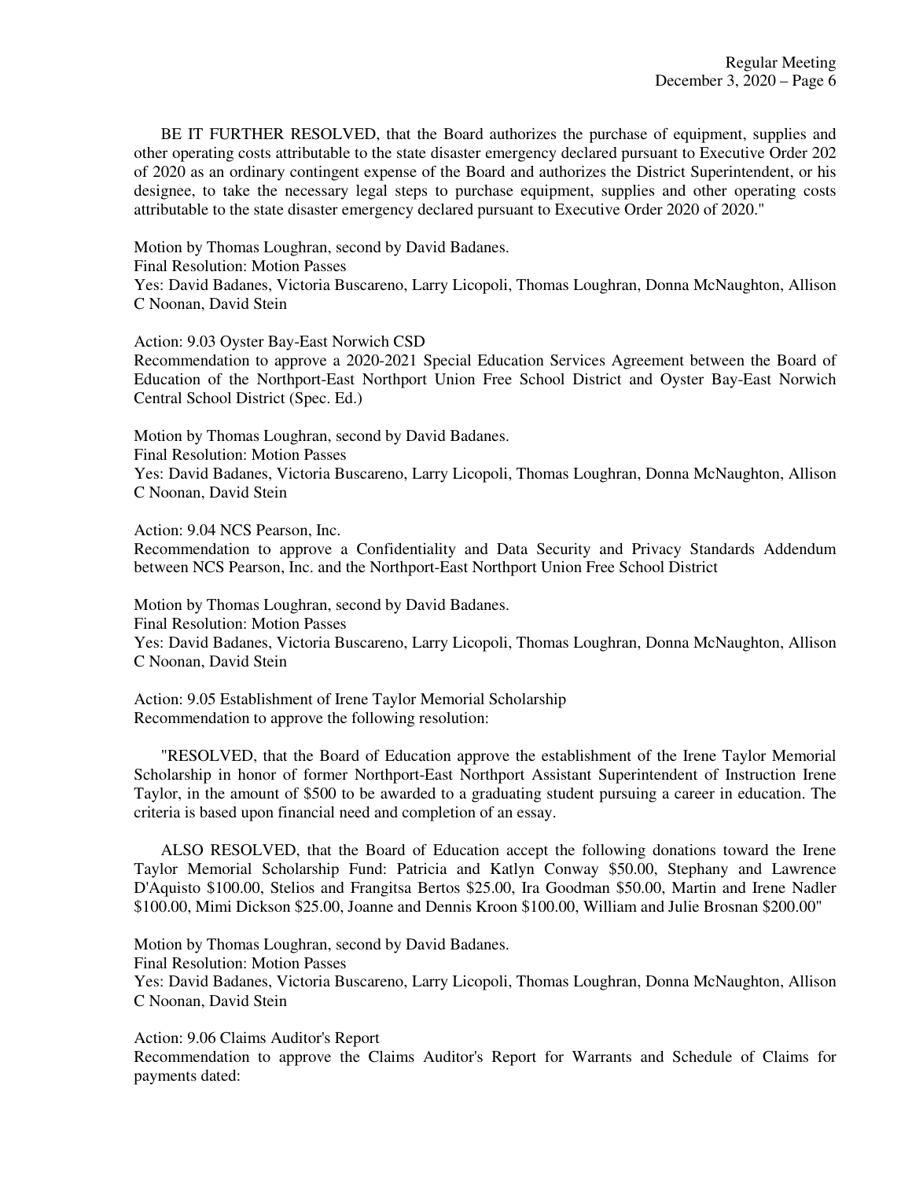BE IT FURTHER RESOLVED, that the Board authorizes the purchase of equipment, supplies and other operating costs attributable to the state disaster emergency declared pursuant to Executive Order 202 of 2020 as an ordinary contingent expense of the Board and authorizes the District Superintendent, or his designee, to take the necessary legal steps to purchase equipment, supplies and other operating costs attributable to the state disaster emergency declared pursuant to Executive Order 2020 of 2020."

Motion by Thomas Loughran, second by David Badanes.
Final Resolution: Motion Passes
Yes: David Badanes, Victoria Buscareno, Larry Licopoli, Thomas Loughran, Donna McNaughton, Allison C Noonan, David Stein

Action: 9.03 Oyster Bay-East Norwich CSD
Recommendation to approve a 2020-2021 Special Education Services Agreement between the Board of Education of the Northport-East Northport Union Free School District and Oyster Bay-East Norwich Central School District (Spec. Ed.)

Motion by Thomas Loughran, second by David Badanes.
Final Resolution: Motion Passes
Yes: David Badanes, Victoria Buscareno, Larry Licopoli, Thomas Loughran, Donna McNaughton, Allison C Noonan, David Stein

Action: 9.04 NCS Pearson, Inc.
Recommendation to approve a Confidentiality and Data Security and Privacy Standards Addendum between NCS Pearson, Inc. and the Northport-East Northport Union Free School District

Motion by Thomas Loughran, second by David Badanes.
Final Resolution: Motion Passes
Yes: David Badanes, Victoria Buscareno, Larry Licopoli, Thomas Loughran, Donna McNaughton, Allison C Noonan, David Stein

Action: 9.05 Establishment of Irene Taylor Memorial Scholarship
Recommendation to approve the following resolution:

"RESOLVED, that the Board of Education approve the establishment of the Irene Taylor Memorial Scholarship in honor of former Northport-East Northport Assistant Superintendent of Instruction Irene Taylor, in the amount of $500 to be awarded to a graduating student pursuing a career in education. The criteria is based upon financial need and completion of an essay.

ALSO RESOLVED, that the Board of Education accept the following donations toward the Irene Taylor Memorial Scholarship Fund: Patricia and Katlyn Conway $50.00, Stephany and Lawrence D'Aquisto $100.00, Stelios and Frangitsa Bertos $25.00, Ira Goodman $50.00, Martin and Irene Nadler $100.00, Mimi Dickson $25.00, Joanne and Dennis Kroon $100.00, William and Julie Brosnan $200.00"

Motion by Thomas Loughran, second by David Badanes.
Final Resolution: Motion Passes
Yes: David Badanes, Victoria Buscareno, Larry Licopoli, Thomas Loughran, Donna McNaughton, Allison C Noonan, David Stein

Action: 9.06 Claims Auditor's Report
Recommendation to approve the Claims Auditor's Report for Warrants and Schedule of Claims for payments dated: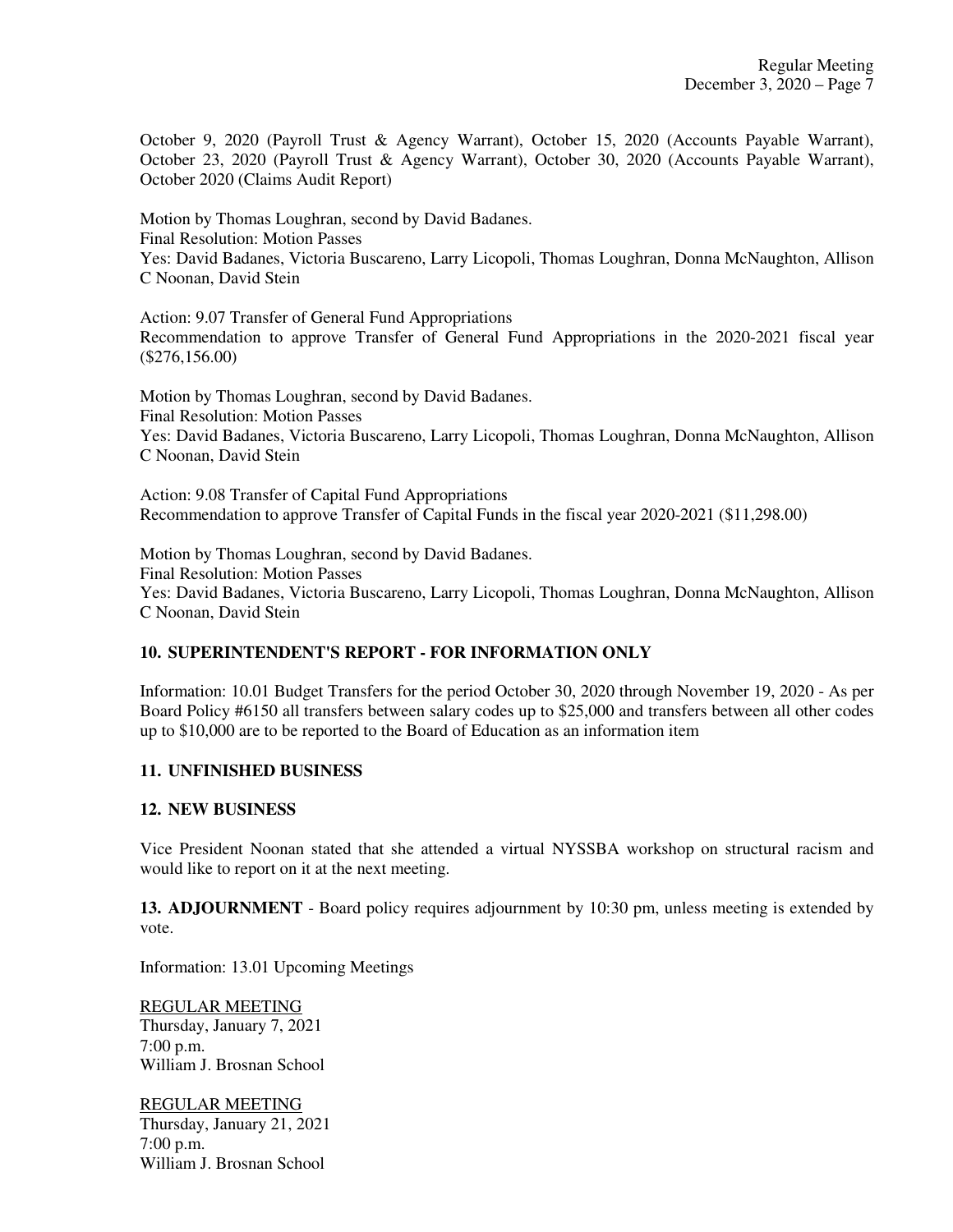October 9, 2020 (Payroll Trust & Agency Warrant), October 15, 2020 (Accounts Payable Warrant), October 23, 2020 (Payroll Trust & Agency Warrant), October 30, 2020 (Accounts Payable Warrant), October 2020 (Claims Audit Report)

Motion by Thomas Loughran, second by David Badanes.
Final Resolution: Motion Passes
Yes: David Badanes, Victoria Buscareno, Larry Licopoli, Thomas Loughran, Donna McNaughton, Allison C Noonan, David Stein

Action: 9.07 Transfer of General Fund Appropriations
Recommendation to approve Transfer of General Fund Appropriations in the 2020-2021 fiscal year ($276,156.00)

Motion by Thomas Loughran, second by David Badanes.
Final Resolution: Motion Passes
Yes: David Badanes, Victoria Buscareno, Larry Licopoli, Thomas Loughran, Donna McNaughton, Allison C Noonan, David Stein

Action: 9.08 Transfer of Capital Fund Appropriations
Recommendation to approve Transfer of Capital Funds in the fiscal year 2020-2021 ($11,298.00)

Motion by Thomas Loughran, second by David Badanes.
Final Resolution: Motion Passes
Yes: David Badanes, Victoria Buscareno, Larry Licopoli, Thomas Loughran, Donna McNaughton, Allison C Noonan, David Stein

## 10. SUPERINTENDENT'S REPORT - FOR INFORMATION ONLY

Information: 10.01 Budget Transfers for the period October 30, 2020 through November 19, 2020 - As per Board Policy #6150 all transfers between salary codes up to $25,000 and transfers between all other codes up to $10,000 are to be reported to the Board of Education as an information item

## 11. UNFINISHED BUSINESS

## 12. NEW BUSINESS

Vice President Noonan stated that she attended a virtual NYSSBA workshop on structural racism and would like to report on it at the next meeting.

**13. ADJOURNMENT** - Board policy requires adjournment by 10:30 pm, unless meeting is extended by vote.

Information: 13.01 Upcoming Meetings

<u>REGULAR MEETING</u>
Thursday, January 7, 2021
7:00 p.m.
William J. Brosnan School

<u>REGULAR MEETING</u>
Thursday, January 21, 2021
7:00 p.m.
William J. Brosnan School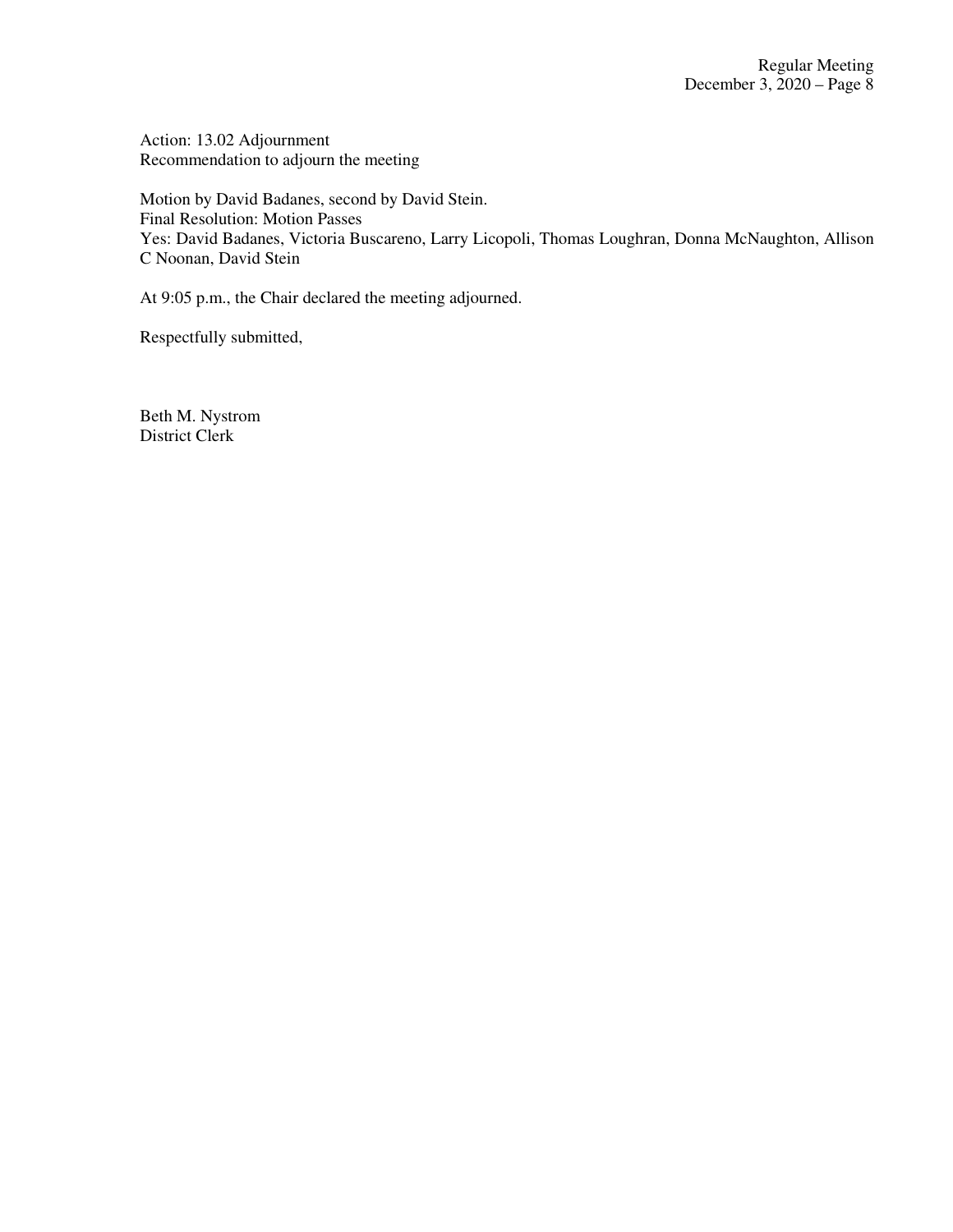Action: 13.02 Adjournment
Recommendation to adjourn the meeting

Motion by David Badanes, second by David Stein.
Final Resolution: Motion Passes
Yes: David Badanes, Victoria Buscareno, Larry Licopoli, Thomas Loughran, Donna McNaughton, Allison C Noonan, David Stein

At 9:05 p.m., the Chair declared the meeting adjourned.

Respectfully submitted,

Beth M. Nystrom
District Clerk